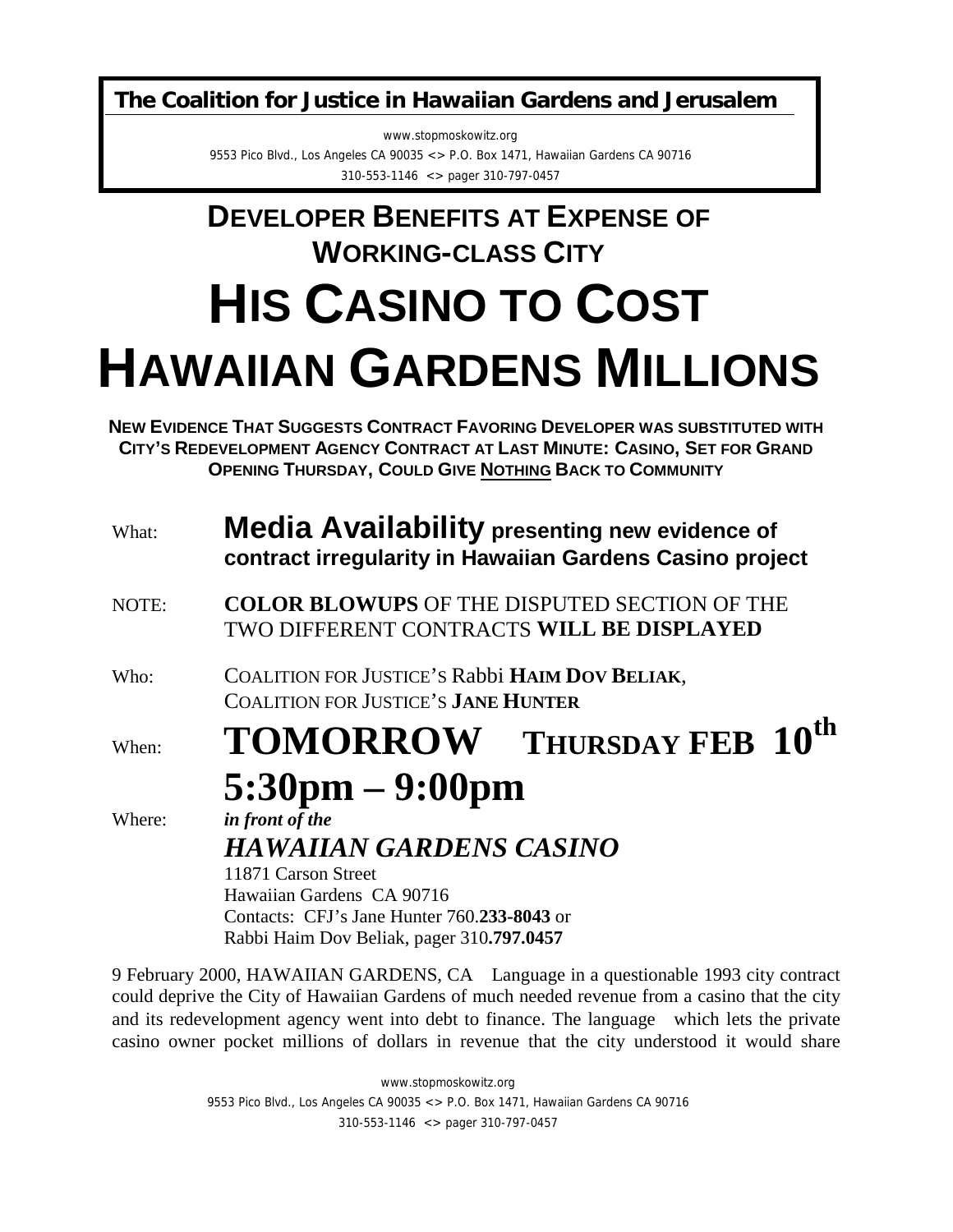**The Coalition for Justice in Hawaiian Gardens and Jerusalem**

www.stopmoskowitz.org
9553 Pico Blvd., Los Angeles CA 90035 <> P.O. Box 1471, Hawaiian Gardens CA 90716
310-553-1146 <> pager 310-797-0457

## DEVELOPER BENEFITS AT EXPENSE OF WORKING-CLASS CITY

# HIS CASINO TO COST HAWAIIAN GARDENS MILLIONS

**NEW EVIDENCE THAT SUGGESTS CONTRACT FAVORING DEVELOPER WAS SUBSTITUTED WITH CITY'S REDEVELOPMENT AGENCY CONTRACT AT LAST MINUTE: CASINO, SET FOR GRAND OPENING THURSDAY, COULD GIVE NOTHING BACK TO COMMUNITY**

What: **Media Availability presenting new evidence of contract irregularity in Hawaiian Gardens Casino project**

NOTE: **COLOR BLOWUPS** OF THE DISPUTED SECTION OF THE TWO DIFFERENT CONTRACTS **WILL BE DISPLAYED**

Who: COALITION FOR JUSTICE'S Rabbi **HAIM DOV BELIAK**,
COALITION FOR JUSTICE'S **JANE HUNTER**

When: **TOMORROW THURSDAY FEB 10th**
**5:30pm – 9:00pm**

Where: ***in front of the***
***HAWAIIAN GARDENS CASINO***
11871 Carson Street
Hawaiian Gardens CA 90716
Contacts: CFJ's Jane Hunter 760.**233-8043** or
Rabbi Haim Dov Beliak, pager 310**.797.0457**

9 February 2000, HAWAIIAN GARDENS, CA Language in a questionable 1993 city contract could deprive the City of Hawaiian Gardens of much needed revenue from a casino that the city and its redevelopment agency went into debt to finance. The language which lets the private casino owner pocket millions of dollars in revenue that the city understood it would share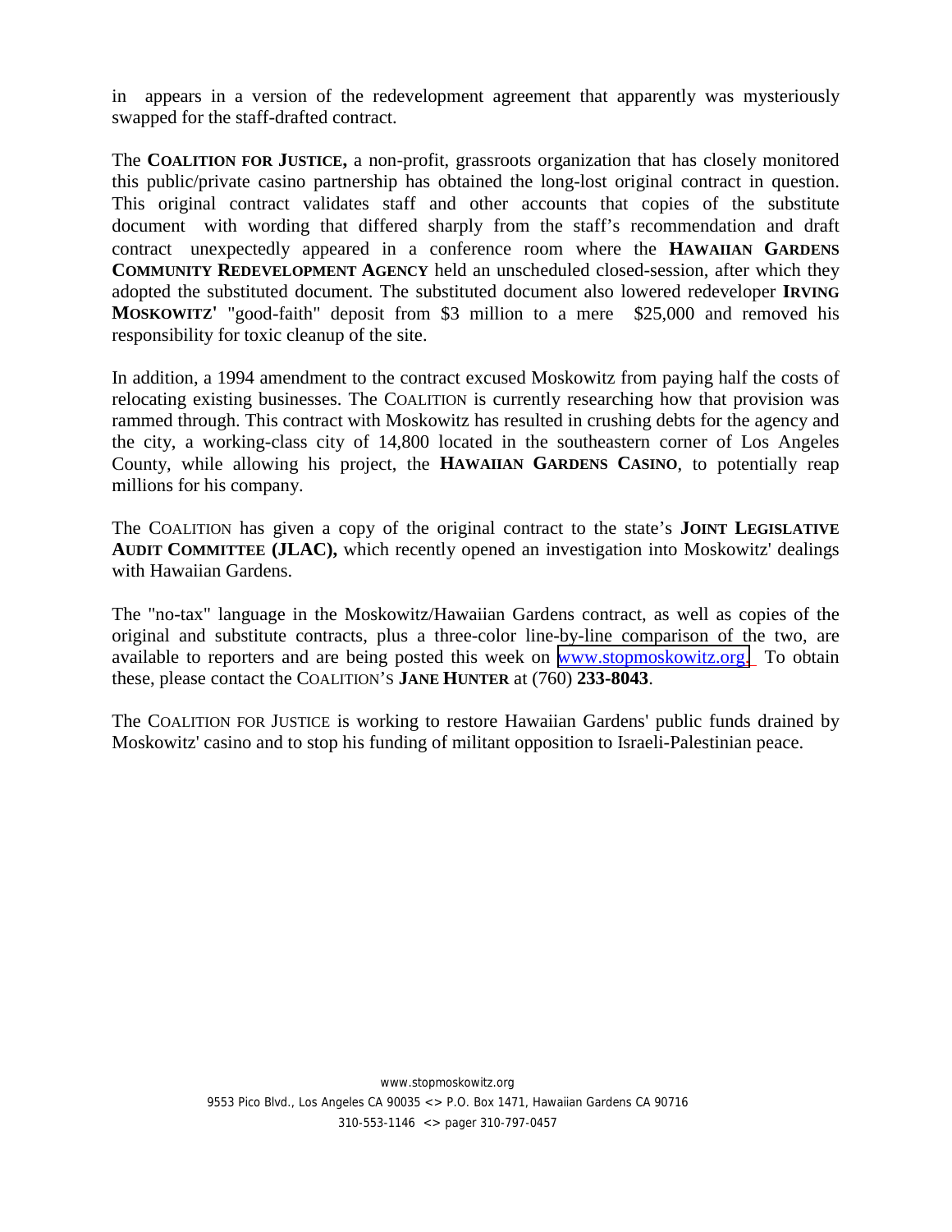in appears in a version of the redevelopment agreement that apparently was mysteriously swapped for the staff-drafted contract.

The **COALITION FOR JUSTICE,** a non-profit, grassroots organization that has closely monitored this public/private casino partnership has obtained the long-lost original contract in question. This original contract validates staff and other accounts that copies of the substitute document with wording that differed sharply from the staff's recommendation and draft contract unexpectedly appeared in a conference room where the **HAWAIIAN GARDENS COMMUNITY REDEVELOPMENT AGENCY** held an unscheduled closed-session, after which they adopted the substituted document. The substituted document also lowered redeveloper **IRVING MOSKOWITZ'** "good-faith" deposit from $3 million to a mere $25,000 and removed his responsibility for toxic cleanup of the site.

In addition, a 1994 amendment to the contract excused Moskowitz from paying half the costs of relocating existing businesses. The COALITION is currently researching how that provision was rammed through. This contract with Moskowitz has resulted in crushing debts for the agency and the city, a working-class city of 14,800 located in the southeastern corner of Los Angeles County, while allowing his project, the **HAWAIIAN GARDENS CASINO**, to potentially reap millions for his company.

The COALITION has given a copy of the original contract to the state's **JOINT LEGISLATIVE AUDIT COMMITTEE (JLAC),** which recently opened an investigation into Moskowitz' dealings with Hawaiian Gardens.

The "no-tax" language in the Moskowitz/Hawaiian Gardens contract, as well as copies of the original and substitute contracts, plus a three-color line-by-line comparison of the two, are available to reporters and are being posted this week on www.stopmoskowitz.org. To obtain these, please contact the COALITION'S **JANE HUNTER** at (760) **233-8043**.

The COALITION FOR JUSTICE is working to restore Hawaiian Gardens' public funds drained by Moskowitz' casino and to stop his funding of militant opposition to Israeli-Palestinian peace.

www.stopmoskowitz.org
9553 Pico Blvd., Los Angeles CA 90035 <> P.O. Box 1471, Hawaiian Gardens CA 90716
310-553-1146 <> pager 310-797-0457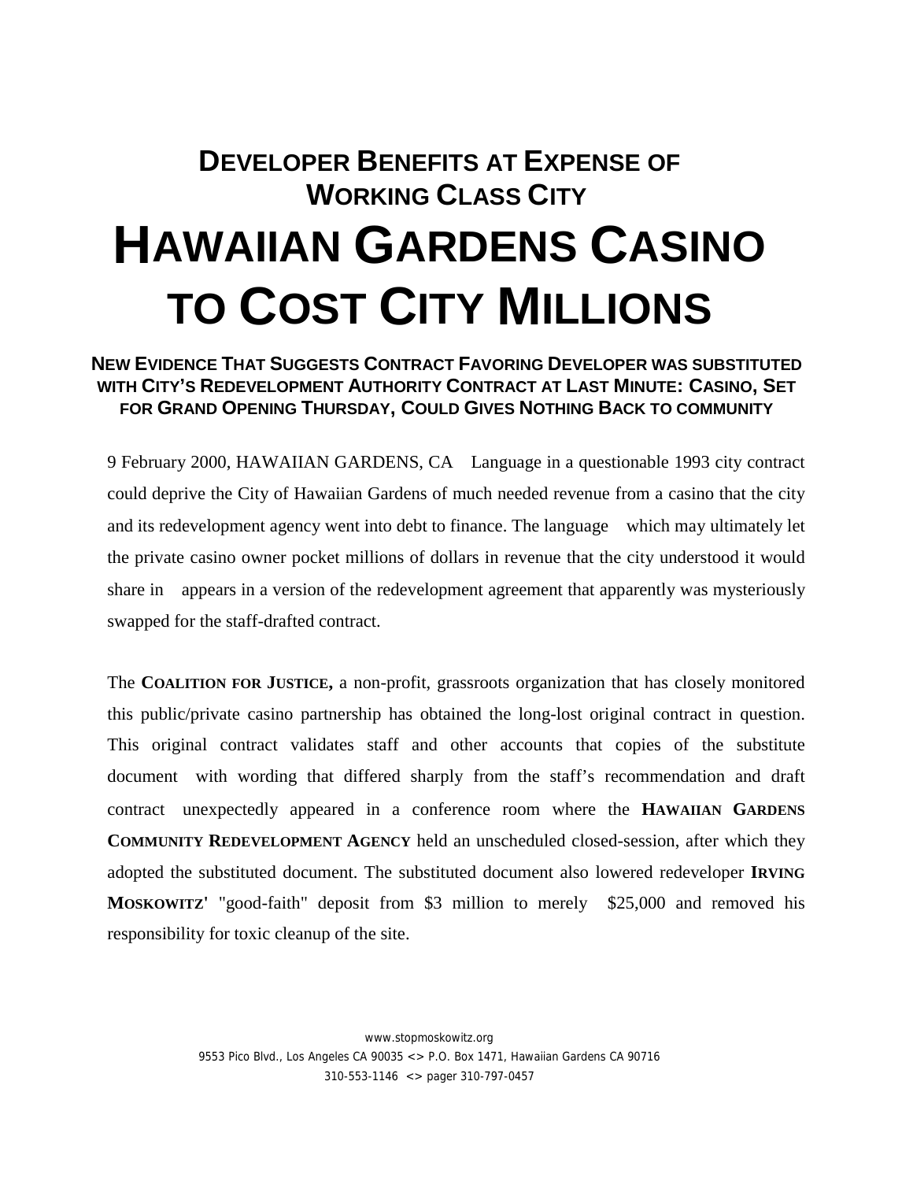## Developer Benefits at Expense of Working Class City

# Hawaiian Gardens Casino to Cost City Millions

### New Evidence That Suggests Contract Favoring Developer was substituted with City's Redevelopment Authority Contract at Last Minute: Casino, Set for Grand Opening Thursday, Could Gives Nothing Back to community

9 February 2000, HAWAIIAN GARDENS, CA Language in a questionable 1993 city contract could deprive the City of Hawaiian Gardens of much needed revenue from a casino that the city and its redevelopment agency went into debt to finance. The language which may ultimately let the private casino owner pocket millions of dollars in revenue that the city understood it would share in appears in a version of the redevelopment agreement that apparently was mysteriously swapped for the staff-drafted contract.

The **Coalition for Justice,** a non-profit, grassroots organization that has closely monitored this public/private casino partnership has obtained the long-lost original contract in question. This original contract validates staff and other accounts that copies of the substitute document with wording that differed sharply from the staff's recommendation and draft contract unexpectedly appeared in a conference room where the **Hawaiian Gardens Community Redevelopment Agency** held an unscheduled closed-session, after which they adopted the substituted document. The substituted document also lowered redeveloper **Irving Moskowitz'** "good-faith" deposit from $3 million to merely $25,000 and removed his responsibility for toxic cleanup of the site.

www.stopmoskowitz.org
9553 Pico Blvd., Los Angeles CA 90035 <> P.O. Box 1471, Hawaiian Gardens CA 90716
310-553-1146 <> pager 310-797-0457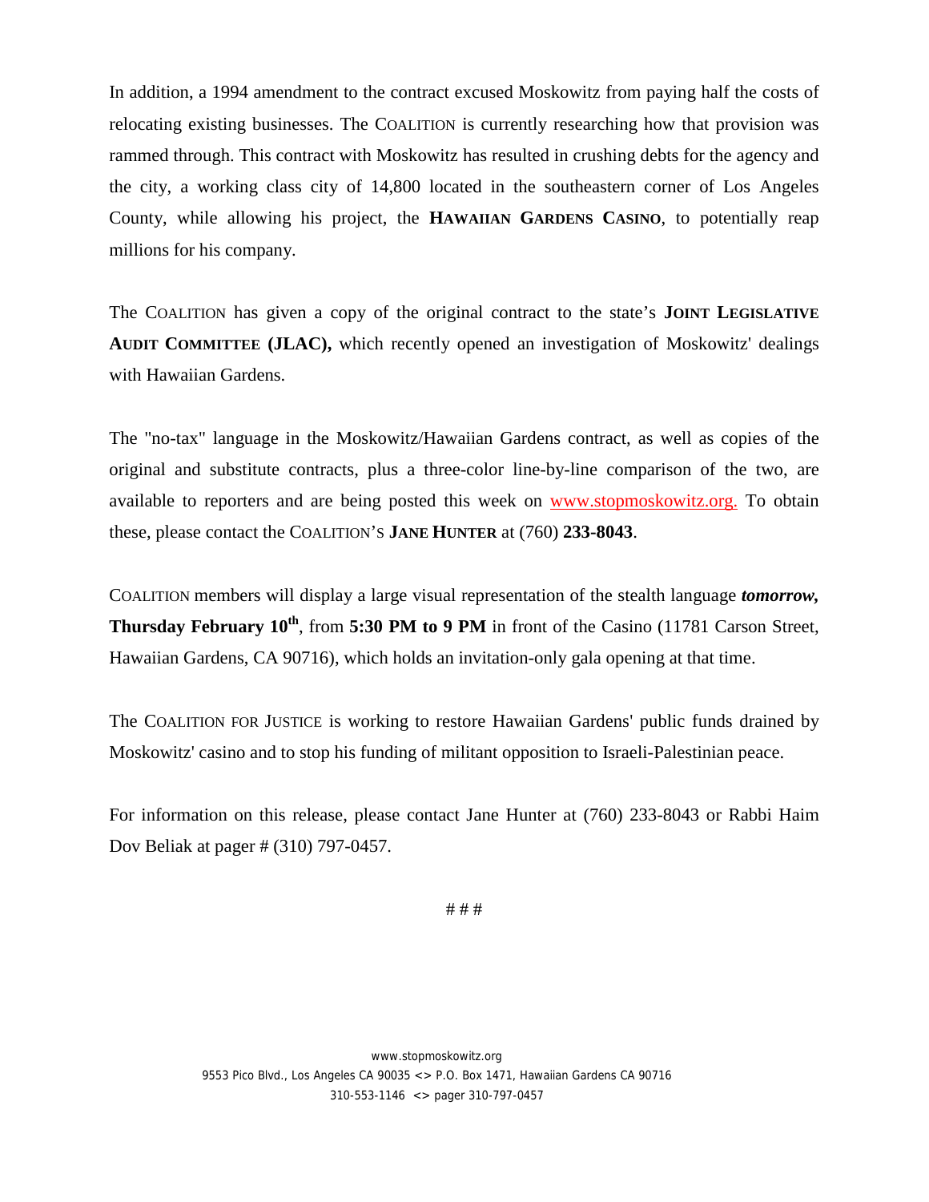In addition, a 1994 amendment to the contract excused Moskowitz from paying half the costs of relocating existing businesses. The COALITION is currently researching how that provision was rammed through. This contract with Moskowitz has resulted in crushing debts for the agency and the city, a working class city of 14,800 located in the southeastern corner of Los Angeles County, while allowing his project, the **HAWAIIAN GARDENS CASINO**, to potentially reap millions for his company.

The COALITION has given a copy of the original contract to the state's **JOINT LEGISLATIVE AUDIT COMMITTEE (JLAC),** which recently opened an investigation of Moskowitz' dealings with Hawaiian Gardens.

The "no-tax" language in the Moskowitz/Hawaiian Gardens contract, as well as copies of the original and substitute contracts, plus a three-color line-by-line comparison of the two, are available to reporters and are being posted this week on www.stopmoskowitz.org. To obtain these, please contact the COALITION'S **JANE HUNTER** at (760) **233-8043**.

COALITION members will display a large visual representation of the stealth language ***tomorrow,*** **Thursday February 10th**, from **5:30 PM to 9 PM** in front of the Casino (11781 Carson Street, Hawaiian Gardens, CA 90716), which holds an invitation-only gala opening at that time.

The COALITION FOR JUSTICE is working to restore Hawaiian Gardens' public funds drained by Moskowitz' casino and to stop his funding of militant opposition to Israeli-Palestinian peace.

For information on this release, please contact Jane Hunter at (760) 233-8043 or Rabbi Haim Dov Beliak at pager # (310) 797-0457.

# # #

www.stopmoskowitz.org
9553 Pico Blvd., Los Angeles CA 90035 <> P.O. Box 1471, Hawaiian Gardens CA 90716
310-553-1146 <> pager 310-797-0457